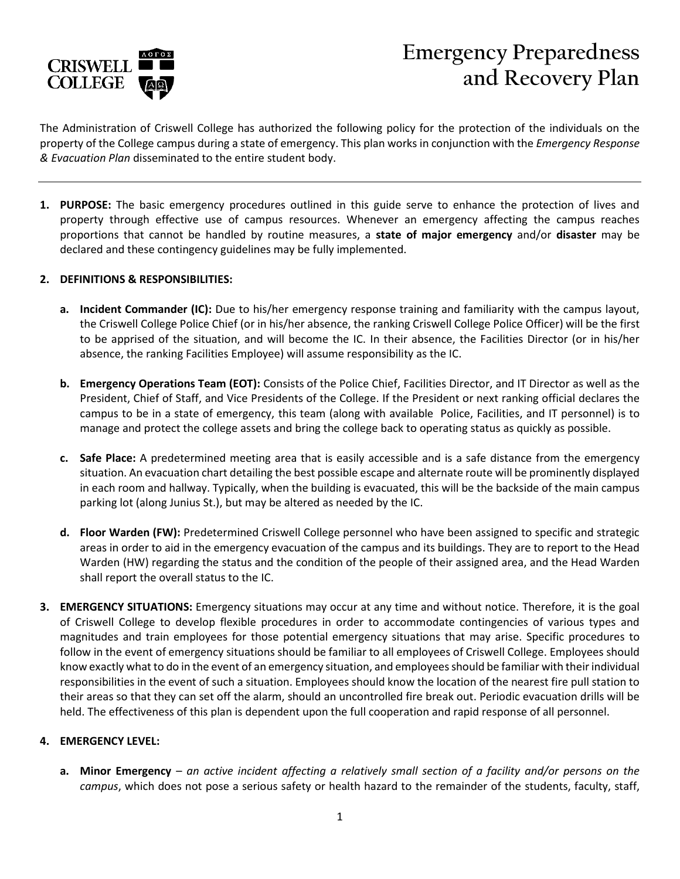# Emergency Preparedness and Recovery Plan

The Administration of Criswell College has authorized the following policy for the protection of the individuals on the property of the College campus during a state of emergency. This plan works in conjunction with the *Emergency Response & Evacuation Plan* disseminated to the entire student body.

---

1. **PURPOSE:** The basic emergency procedures outlined in this guide serve to enhance the protection of lives and property through effective use of campus resources. Whenever an emergency affecting the campus reaches proportions that cannot be handled by routine measures, a **state of major emergency** and/or **disaster** may be declared and these contingency guidelines may be fully implemented.

2. **DEFINITIONS & RESPONSIBILITIES:**

    a. **Incident Commander (IC):** Due to his/her emergency response training and familiarity with the campus layout, the Criswell College Police Chief (or in his/her absence, the ranking Criswell College Police Officer) will be the first to be apprised of the situation, and will become the IC. In their absence, the Facilities Director (or in his/her absence, the ranking Facilities Employee) will assume responsibility as the IC.

    b. **Emergency Operations Team (EOT):** Consists of the Police Chief, Facilities Director, and IT Director as well as the President, Chief of Staff, and Vice Presidents of the College. If the President or next ranking official declares the campus to be in a state of emergency, this team (along with available Police, Facilities, and IT personnel) is to manage and protect the college assets and bring the college back to operating status as quickly as possible.

    c. **Safe Place:** A predetermined meeting area that is easily accessible and is a safe distance from the emergency situation. An evacuation chart detailing the best possible escape and alternate route will be prominently displayed in each room and hallway. Typically, when the building is evacuated, this will be the backside of the main campus parking lot (along Junius St.), but may be altered as needed by the IC.

    d. **Floor Warden (FW):** Predetermined Criswell College personnel who have been assigned to specific and strategic areas in order to aid in the emergency evacuation of the campus and its buildings. They are to report to the Head Warden (HW) regarding the status and the condition of the people of their assigned area, and the Head Warden shall report the overall status to the IC.

3. **EMERGENCY SITUATIONS:** Emergency situations may occur at any time and without notice. Therefore, it is the goal of Criswell College to develop flexible procedures in order to accommodate contingencies of various types and magnitudes and train employees for those potential emergency situations that may arise. Specific procedures to follow in the event of emergency situations should be familiar to all employees of Criswell College. Employees should know exactly what to do in the event of an emergency situation, and employees should be familiar with their individual responsibilities in the event of such a situation. Employees should know the location of the nearest fire pull station to their areas so that they can set off the alarm, should an uncontrolled fire break out. Periodic evacuation drills will be held. The effectiveness of this plan is dependent upon the full cooperation and rapid response of all personnel.

4. **EMERGENCY LEVEL:**

    a. **Minor Emergency** – *an active incident affecting a relatively small section of a facility and/or persons on the campus*, which does not pose a serious safety or health hazard to the remainder of the students, faculty, staff,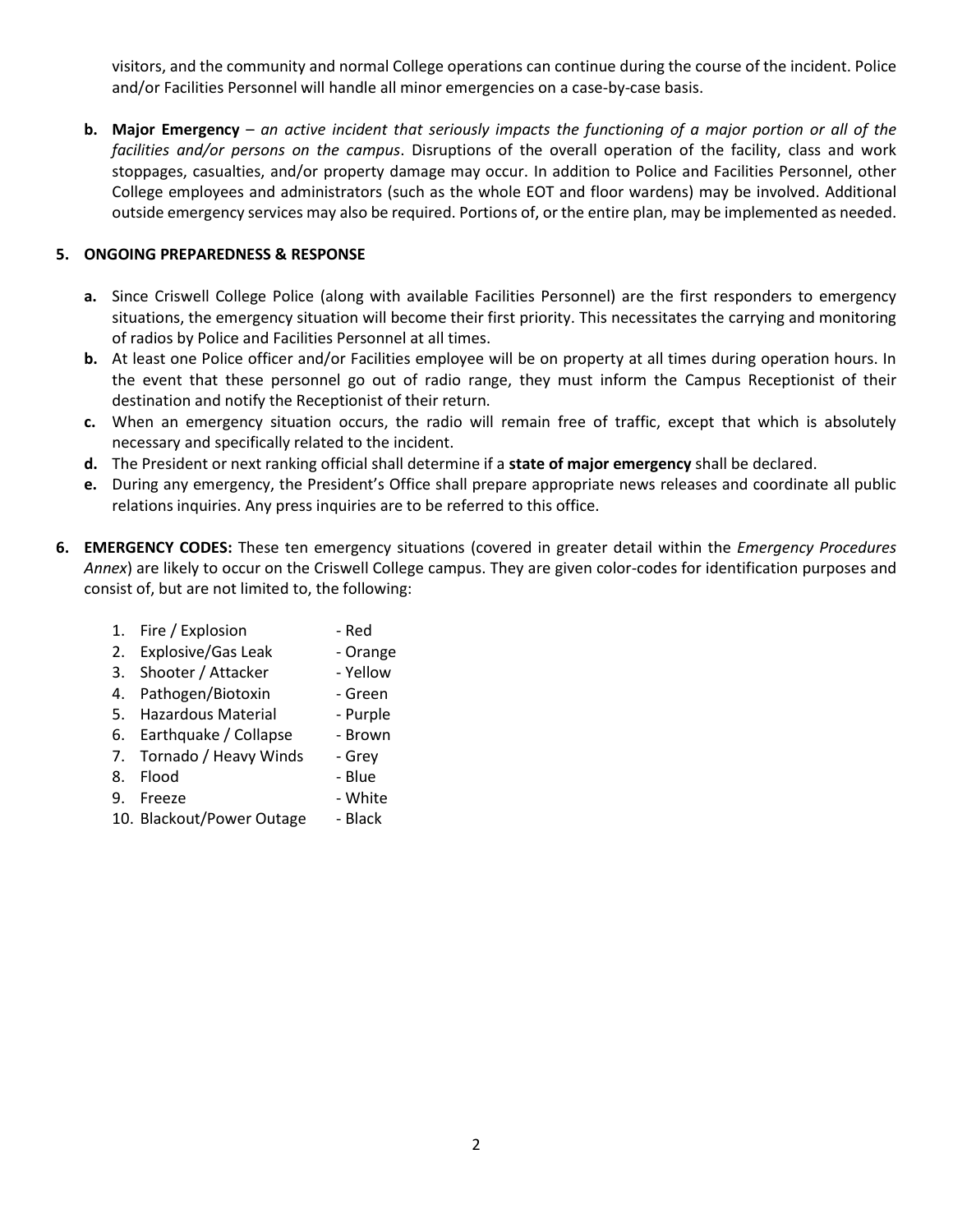visitors, and the community and normal College operations can continue during the course of the incident. Police and/or Facilities Personnel will handle all minor emergencies on a case-by-case basis.

**b. Major Emergency** – *an active incident that seriously impacts the functioning of a major portion or all of the facilities and/or persons on the campus*. Disruptions of the overall operation of the facility, class and work stoppages, casualties, and/or property damage may occur. In addition to Police and Facilities Personnel, other College employees and administrators (such as the whole EOT and floor wardens) may be involved. Additional outside emergency services may also be required. Portions of, or the entire plan, may be implemented as needed.

**5. ONGOING PREPAREDNESS & RESPONSE**

- **a.** Since Criswell College Police (along with available Facilities Personnel) are the first responders to emergency situations, the emergency situation will become their first priority. This necessitates the carrying and monitoring of radios by Police and Facilities Personnel at all times.
- **b.** At least one Police officer and/or Facilities employee will be on property at all times during operation hours. In the event that these personnel go out of radio range, they must inform the Campus Receptionist of their destination and notify the Receptionist of their return.
- **c.** When an emergency situation occurs, the radio will remain free of traffic, except that which is absolutely necessary and specifically related to the incident.
- **d.** The President or next ranking official shall determine if a **state of major emergency** shall be declared.
- **e.** During any emergency, the President's Office shall prepare appropriate news releases and coordinate all public relations inquiries. Any press inquiries are to be referred to this office.

**6. EMERGENCY CODES:** These ten emergency situations (covered in greater detail within the *Emergency Procedures Annex*) are likely to occur on the Criswell College campus. They are given color-codes for identification purposes and consist of, but are not limited to, the following:

1. Fire / Explosion - Red
2. Explosive/Gas Leak - Orange
3. Shooter / Attacker - Yellow
4. Pathogen/Biotoxin - Green
5. Hazardous Material - Purple
6. Earthquake / Collapse - Brown
7. Tornado / Heavy Winds - Grey
8. Flood - Blue
9. Freeze - White
10. Blackout/Power Outage - Black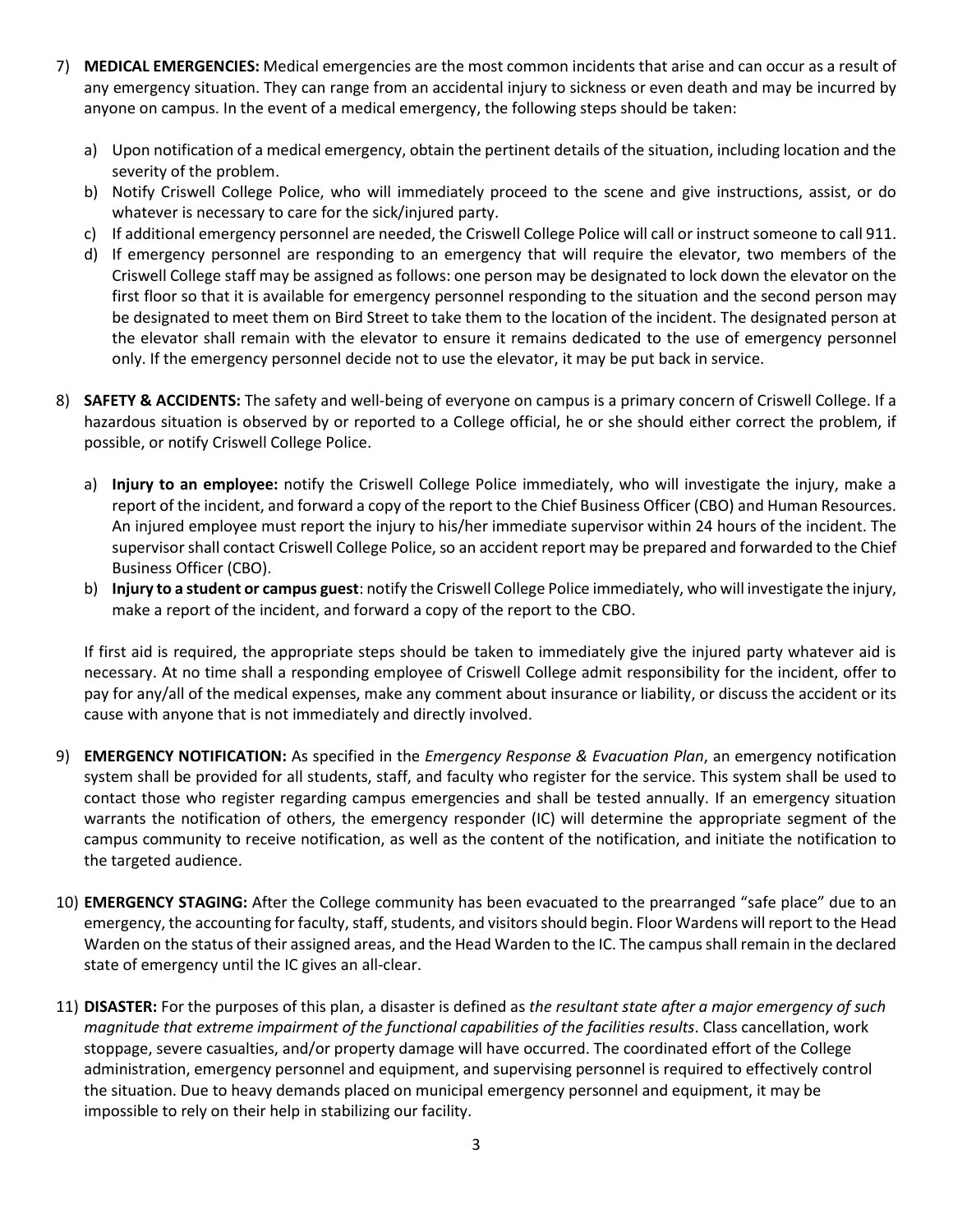7) **MEDICAL EMERGENCIES:** Medical emergencies are the most common incidents that arise and can occur as a result of any emergency situation. They can range from an accidental injury to sickness or even death and may be incurred by anyone on campus. In the event of a medical emergency, the following steps should be taken:

   a) Upon notification of a medical emergency, obtain the pertinent details of the situation, including location and the severity of the problem.
   b) Notify Criswell College Police, who will immediately proceed to the scene and give instructions, assist, or do whatever is necessary to care for the sick/injured party.
   c) If additional emergency personnel are needed, the Criswell College Police will call or instruct someone to call 911.
   d) If emergency personnel are responding to an emergency that will require the elevator, two members of the Criswell College staff may be assigned as follows: one person may be designated to lock down the elevator on the first floor so that it is available for emergency personnel responding to the situation and the second person may be designated to meet them on Bird Street to take them to the location of the incident. The designated person at the elevator shall remain with the elevator to ensure it remains dedicated to the use of emergency personnel only. If the emergency personnel decide not to use the elevator, it may be put back in service.

8) **SAFETY & ACCIDENTS:** The safety and well-being of everyone on campus is a primary concern of Criswell College. If a hazardous situation is observed by or reported to a College official, he or she should either correct the problem, if possible, or notify Criswell College Police.

   a) **Injury to an employee:** notify the Criswell College Police immediately, who will investigate the injury, make a report of the incident, and forward a copy of the report to the Chief Business Officer (CBO) and Human Resources. An injured employee must report the injury to his/her immediate supervisor within 24 hours of the incident. The supervisor shall contact Criswell College Police, so an accident report may be prepared and forwarded to the Chief Business Officer (CBO).
   b) **Injury to a student or campus guest**: notify the Criswell College Police immediately, who will investigate the injury, make a report of the incident, and forward a copy of the report to the CBO.

   If first aid is required, the appropriate steps should be taken to immediately give the injured party whatever aid is necessary. At no time shall a responding employee of Criswell College admit responsibility for the incident, offer to pay for any/all of the medical expenses, make any comment about insurance or liability, or discuss the accident or its cause with anyone that is not immediately and directly involved.

9) **EMERGENCY NOTIFICATION:** As specified in the *Emergency Response & Evacuation Plan*, an emergency notification system shall be provided for all students, staff, and faculty who register for the service. This system shall be used to contact those who register regarding campus emergencies and shall be tested annually. If an emergency situation warrants the notification of others, the emergency responder (IC) will determine the appropriate segment of the campus community to receive notification, as well as the content of the notification, and initiate the notification to the targeted audience.

10) **EMERGENCY STAGING:** After the College community has been evacuated to the prearranged "safe place" due to an emergency, the accounting for faculty, staff, students, and visitors should begin. Floor Wardens will report to the Head Warden on the status of their assigned areas, and the Head Warden to the IC. The campus shall remain in the declared state of emergency until the IC gives an all-clear.

11) **DISASTER:** For the purposes of this plan, a disaster is defined as *the resultant state after a major emergency of such magnitude that extreme impairment of the functional capabilities of the facilities results*. Class cancellation, work stoppage, severe casualties, and/or property damage will have occurred. The coordinated effort of the College administration, emergency personnel and equipment, and supervising personnel is required to effectively control the situation. Due to heavy demands placed on municipal emergency personnel and equipment, it may be impossible to rely on their help in stabilizing our facility.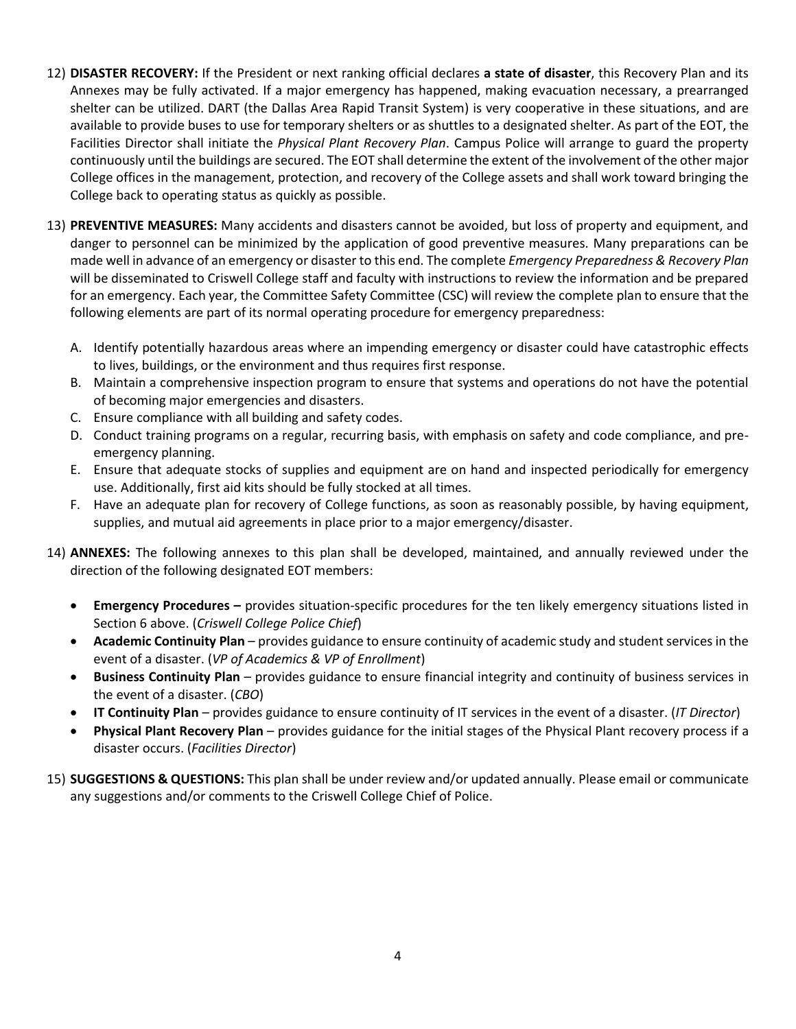12) **DISASTER RECOVERY:** If the President or next ranking official declares **a state of disaster**, this Recovery Plan and its Annexes may be fully activated. If a major emergency has happened, making evacuation necessary, a prearranged shelter can be utilized. DART (the Dallas Area Rapid Transit System) is very cooperative in these situations, and are available to provide buses to use for temporary shelters or as shuttles to a designated shelter. As part of the EOT, the Facilities Director shall initiate the *Physical Plant Recovery Plan*. Campus Police will arrange to guard the property continuously until the buildings are secured. The EOT shall determine the extent of the involvement of the other major College offices in the management, protection, and recovery of the College assets and shall work toward bringing the College back to operating status as quickly as possible.

13) **PREVENTIVE MEASURES:** Many accidents and disasters cannot be avoided, but loss of property and equipment, and danger to personnel can be minimized by the application of good preventive measures. Many preparations can be made well in advance of an emergency or disaster to this end. The complete *Emergency Preparedness & Recovery Plan* will be disseminated to Criswell College staff and faculty with instructions to review the information and be prepared for an emergency. Each year, the Committee Safety Committee (CSC) will review the complete plan to ensure that the following elements are part of its normal operating procedure for emergency preparedness:

    A. Identify potentially hazardous areas where an impending emergency or disaster could have catastrophic effects to lives, buildings, or the environment and thus requires first response.
    B. Maintain a comprehensive inspection program to ensure that systems and operations do not have the potential of becoming major emergencies and disasters.
    C. Ensure compliance with all building and safety codes.
    D. Conduct training programs on a regular, recurring basis, with emphasis on safety and code compliance, and pre-emergency planning.
    E. Ensure that adequate stocks of supplies and equipment are on hand and inspected periodically for emergency use. Additionally, first aid kits should be fully stocked at all times.
    F. Have an adequate plan for recovery of College functions, as soon as reasonably possible, by having equipment, supplies, and mutual aid agreements in place prior to a major emergency/disaster.

14) **ANNEXES:** The following annexes to this plan shall be developed, maintained, and annually reviewed under the direction of the following designated EOT members:

    - **Emergency Procedures –** provides situation-specific procedures for the ten likely emergency situations listed in Section 6 above. (*Criswell College Police Chief*)
    - **Academic Continuity Plan** – provides guidance to ensure continuity of academic study and student services in the event of a disaster. (*VP of Academics & VP of Enrollment*)
    - **Business Continuity Plan** – provides guidance to ensure financial integrity and continuity of business services in the event of a disaster. (*CBO*)
    - **IT Continuity Plan** – provides guidance to ensure continuity of IT services in the event of a disaster. (*IT Director*)
    - **Physical Plant Recovery Plan** – provides guidance for the initial stages of the Physical Plant recovery process if a disaster occurs. (*Facilities Director*)

15) **SUGGESTIONS & QUESTIONS:** This plan shall be under review and/or updated annually. Please email or communicate any suggestions and/or comments to the Criswell College Chief of Police.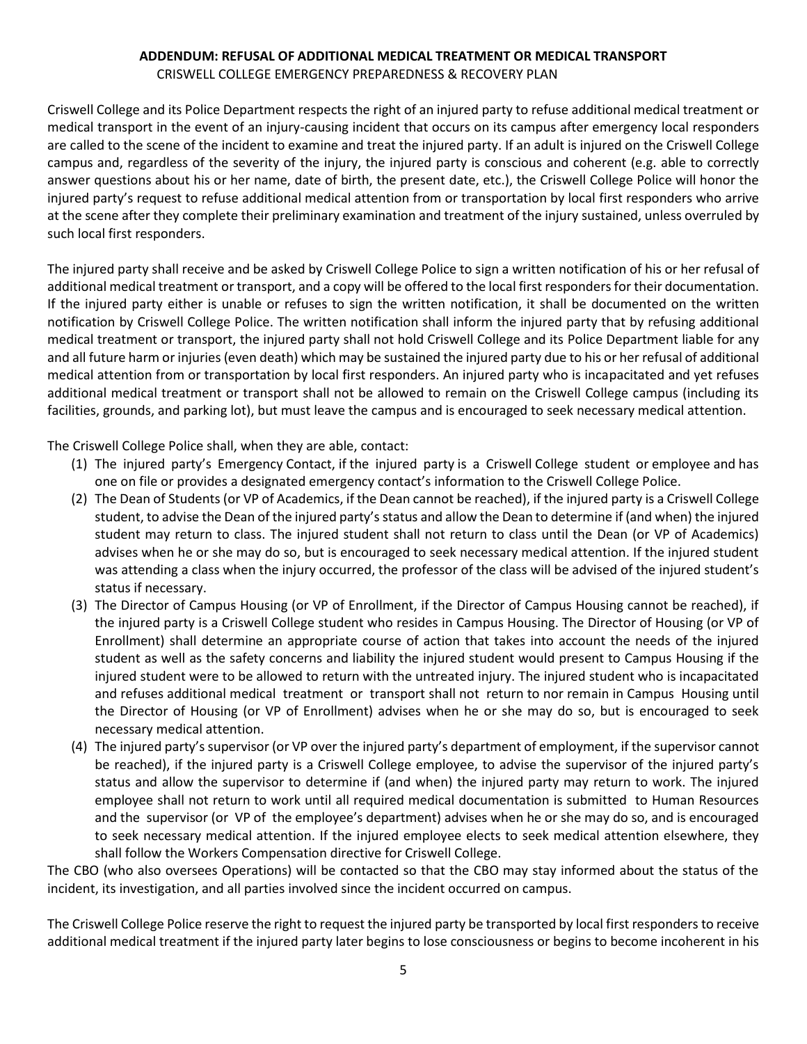## ADDENDUM: REFUSAL OF ADDITIONAL MEDICAL TREATMENT OR MEDICAL TRANSPORT

CRISWELL COLLEGE EMERGENCY PREPAREDNESS & RECOVERY PLAN

Criswell College and its Police Department respects the right of an injured party to refuse additional medical treatment or medical transport in the event of an injury-causing incident that occurs on its campus after emergency local responders are called to the scene of the incident to examine and treat the injured party. If an adult is injured on the Criswell College campus and, regardless of the severity of the injury, the injured party is conscious and coherent (e.g. able to correctly answer questions about his or her name, date of birth, the present date, etc.), the Criswell College Police will honor the injured party's request to refuse additional medical attention from or transportation by local first responders who arrive at the scene after they complete their preliminary examination and treatment of the injury sustained, unless overruled by such local first responders.

The injured party shall receive and be asked by Criswell College Police to sign a written notification of his or her refusal of additional medical treatment or transport, and a copy will be offered to the local first responders for their documentation. If the injured party either is unable or refuses to sign the written notification, it shall be documented on the written notification by Criswell College Police. The written notification shall inform the injured party that by refusing additional medical treatment or transport, the injured party shall not hold Criswell College and its Police Department liable for any and all future harm or injuries (even death) which may be sustained the injured party due to his or her refusal of additional medical attention from or transportation by local first responders. An injured party who is incapacitated and yet refuses additional medical treatment or transport shall not be allowed to remain on the Criswell College campus (including its facilities, grounds, and parking lot), but must leave the campus and is encouraged to seek necessary medical attention.

The Criswell College Police shall, when they are able, contact:

1. The injured party's Emergency Contact, if the injured party is a Criswell College student or employee and has one on file or provides a designated emergency contact's information to the Criswell College Police.
2. The Dean of Students (or VP of Academics, if the Dean cannot be reached), if the injured party is a Criswell College student, to advise the Dean of the injured party's status and allow the Dean to determine if (and when) the injured student may return to class. The injured student shall not return to class until the Dean (or VP of Academics) advises when he or she may do so, but is encouraged to seek necessary medical attention. If the injured student was attending a class when the injury occurred, the professor of the class will be advised of the injured student's status if necessary.
3. The Director of Campus Housing (or VP of Enrollment, if the Director of Campus Housing cannot be reached), if the injured party is a Criswell College student who resides in Campus Housing. The Director of Housing (or VP of Enrollment) shall determine an appropriate course of action that takes into account the needs of the injured student as well as the safety concerns and liability the injured student would present to Campus Housing if the injured student were to be allowed to return with the untreated injury. The injured student who is incapacitated and refuses additional medical treatment or transport shall not return to nor remain in Campus Housing until the Director of Housing (or VP of Enrollment) advises when he or she may do so, but is encouraged to seek necessary medical attention.
4. The injured party's supervisor (or VP over the injured party's department of employment, if the supervisor cannot be reached), if the injured party is a Criswell College employee, to advise the supervisor of the injured party's status and allow the supervisor to determine if (and when) the injured party may return to work. The injured employee shall not return to work until all required medical documentation is submitted to Human Resources and the supervisor (or VP of the employee's department) advises when he or she may do so, and is encouraged to seek necessary medical attention. If the injured employee elects to seek medical attention elsewhere, they shall follow the Workers Compensation directive for Criswell College.

The CBO (who also oversees Operations) will be contacted so that the CBO may stay informed about the status of the incident, its investigation, and all parties involved since the incident occurred on campus.

The Criswell College Police reserve the right to request the injured party be transported by local first responders to receive additional medical treatment if the injured party later begins to lose consciousness or begins to become incoherent in his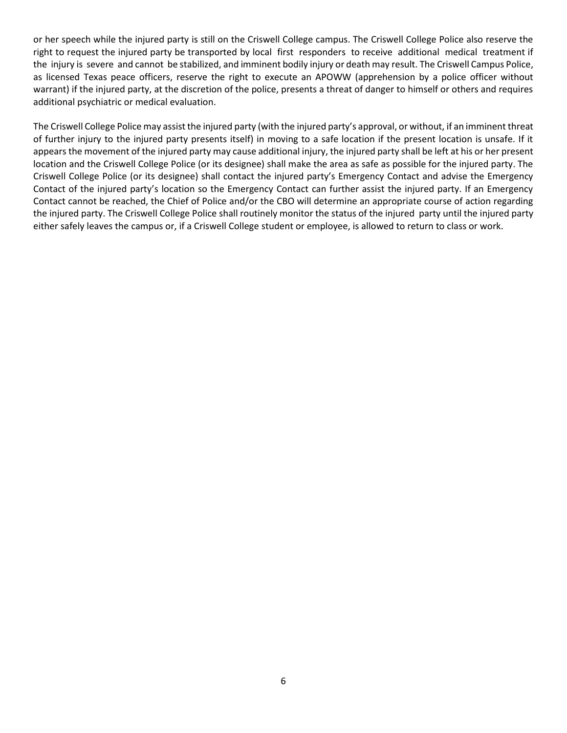or her speech while the injured party is still on the Criswell College campus. The Criswell College Police also reserve the right to request the injured party be transported by local first responders to receive additional medical treatment if the injury is severe and cannot be stabilized, and imminent bodily injury or death may result. The Criswell Campus Police, as licensed Texas peace officers, reserve the right to execute an APOWW (apprehension by a police officer without warrant) if the injured party, at the discretion of the police, presents a threat of danger to himself or others and requires additional psychiatric or medical evaluation.

The Criswell College Police may assist the injured party (with the injured party's approval, or without, if an imminent threat of further injury to the injured party presents itself) in moving to a safe location if the present location is unsafe. If it appears the movement of the injured party may cause additional injury, the injured party shall be left at his or her present location and the Criswell College Police (or its designee) shall make the area as safe as possible for the injured party. The Criswell College Police (or its designee) shall contact the injured party's Emergency Contact and advise the Emergency Contact of the injured party's location so the Emergency Contact can further assist the injured party. If an Emergency Contact cannot be reached, the Chief of Police and/or the CBO will determine an appropriate course of action regarding the injured party. The Criswell College Police shall routinely monitor the status of the injured party until the injured party either safely leaves the campus or, if a Criswell College student or employee, is allowed to return to class or work.